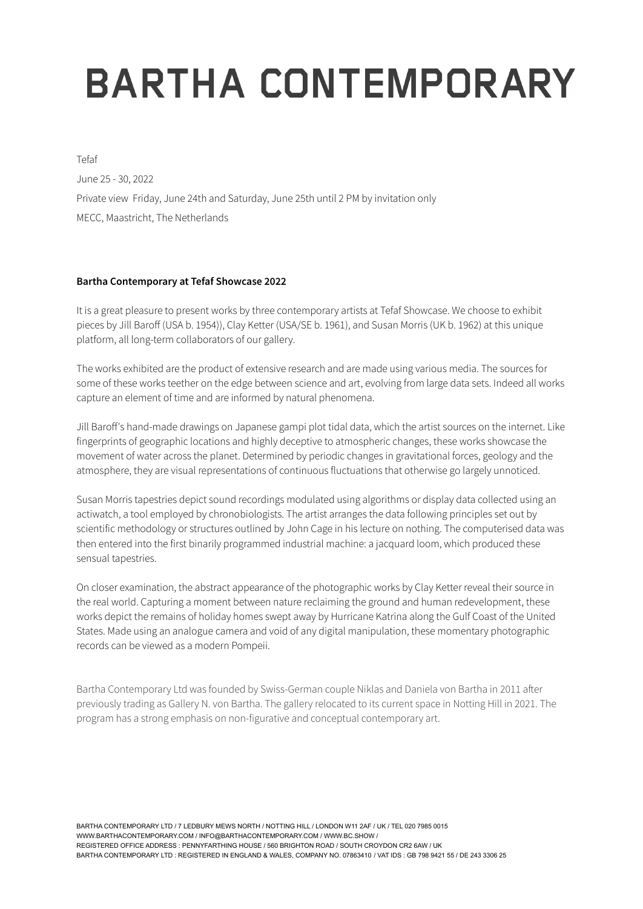# BARTHA CONTEMPORARY

Tefaf

June 25 - 30, 2022

Private view Friday, June 24th and Saturday, June 25th until 2 PM by invitation only

MECC, Maastricht, The Netherlands

**Bartha Contemporary at Tefaf Showcase 2022**

It is a great pleasure to present works by three contemporary artists at Tefaf Showcase. We choose to exhibit pieces by Jill Baroff (USA b. 1954)), Clay Ketter (USA/SE b. 1961), and Susan Morris (UK b. 1962) at this unique platform, all long-term collaborators of our gallery.

The works exhibited are the product of extensive research and are made using various media. The sources for some of these works teether on the edge between science and art, evolving from large data sets. Indeed all works capture an element of time and are informed by natural phenomena.

Jill Baroff's hand-made drawings on Japanese gampi plot tidal data, which the artist sources on the internet. Like fingerprints of geographic locations and highly deceptive to atmospheric changes, these works showcase the movement of water across the planet. Determined by periodic changes in gravitational forces, geology and the atmosphere, they are visual representations of continuous fluctuations that otherwise go largely unnoticed.

Susan Morris tapestries depict sound recordings modulated using algorithms or display data collected using an actiwatch, a tool employed by chronobiologists. The artist arranges the data following principles set out by scientific methodology or structures outlined by John Cage in his lecture on nothing. The computerised data was then entered into the first binarily programmed industrial machine: a jacquard loom, which produced these sensual tapestries.

On closer examination, the abstract appearance of the photographic works by Clay Ketter reveal their source in the real world. Capturing a moment between nature reclaiming the ground and human redevelopment, these works depict the remains of holiday homes swept away by Hurricane Katrina along the Gulf Coast of the United States. Made using an analogue camera and void of any digital manipulation, these momentary photographic records can be viewed as a modern Pompeii.

Bartha Contemporary Ltd was founded by Swiss-German couple Niklas and Daniela von Bartha in 2011 after previously trading as Gallery N. von Bartha. The gallery relocated to its current space in Notting Hill in 2021. The program has a strong emphasis on non-figurative and conceptual contemporary art.

BARTHA CONTEMPORARY LTD / 7 LEDBURY MEWS NORTH / NOTTING HILL / LONDON W11 2AF / UK / TEL 020 7985 0015
WWW.BARTHACONTEMPORARY.COM / INFO@BARTHACONTEMPORARY.COM / WWW.BC.SHOW /
REGISTERED OFFICE ADDRESS : PENNYFARTHING HOUSE / 560 BRIGHTON ROAD / SOUTH CROYDON CR2 6AW / UK
BARTHA CONTEMPORARY LTD : REGISTERED IN ENGLAND & WALES, COMPANY NO. 07863410 / VAT IDS : GB 798 9421 55 / DE 243 3306 25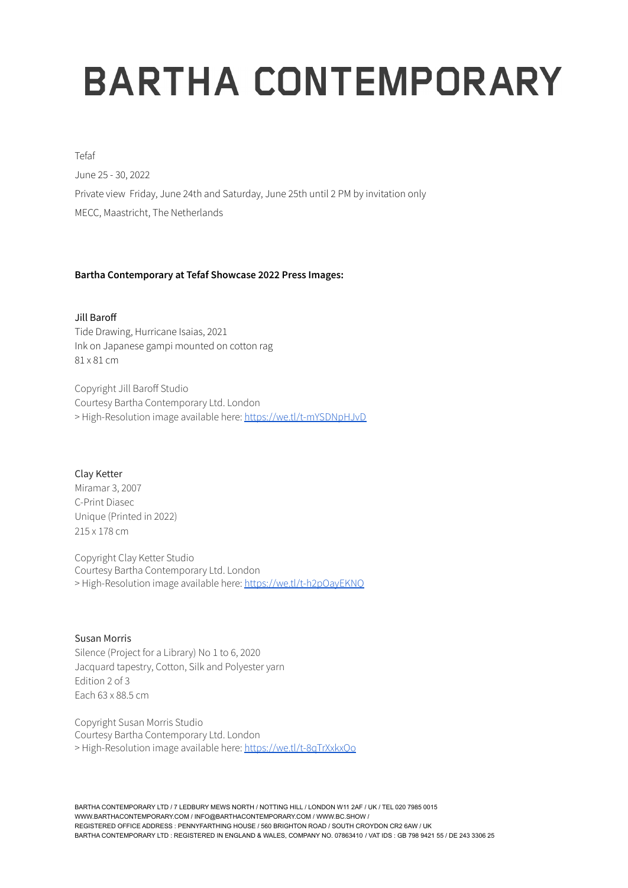# BARTHA CONTEMPORARY

Tefaf

June 25 - 30, 2022

Private view Friday, June 24th and Saturday, June 25th until 2 PM by invitation only

MECC, Maastricht, The Netherlands

**Bartha Contemporary at Tefaf Showcase 2022 Press Images:**

Jill Baroff
Tide Drawing, Hurricane Isaias, 2021
Ink on Japanese gampi mounted on cotton rag
81 x 81 cm

Copyright Jill Baroff Studio
Courtesy Bartha Contemporary Ltd. London
> High-Resolution image available here: https://we.tl/t-mYSDNpHJvD

Clay Ketter
Miramar 3, 2007
C-Print Diasec
Unique (Printed in 2022)
215 x 178 cm

Copyright Clay Ketter Studio
Courtesy Bartha Contemporary Ltd. London
> High-Resolution image available here: https://we.tl/t-h2pOayEKNO

Susan Morris
Silence (Project for a Library) No 1 to 6, 2020
Jacquard tapestry, Cotton, Silk and Polyester yarn
Edition 2 of 3
Each 63 x 88.5 cm

Copyright Susan Morris Studio
Courtesy Bartha Contemporary Ltd. London
> High-Resolution image available here: https://we.tl/t-8gTrXxkxOo

BARTHA CONTEMPORARY LTD / 7 LEDBURY MEWS NORTH / NOTTING HILL / LONDON W11 2AF / UK / TEL 020 7985 0015
WWW.BARTHACONTEMPORARY.COM / INFO@BARTHACONTEMPORARY.COM / WWW.BC.SHOW /
REGISTERED OFFICE ADDRESS : PENNYFARTHING HOUSE / 560 BRIGHTON ROAD / SOUTH CROYDON CR2 6AW / UK
BARTHA CONTEMPORARY LTD : REGISTERED IN ENGLAND & WALES, COMPANY NO. 07863410 / VAT IDS : GB 798 9421 55 / DE 243 3306 25